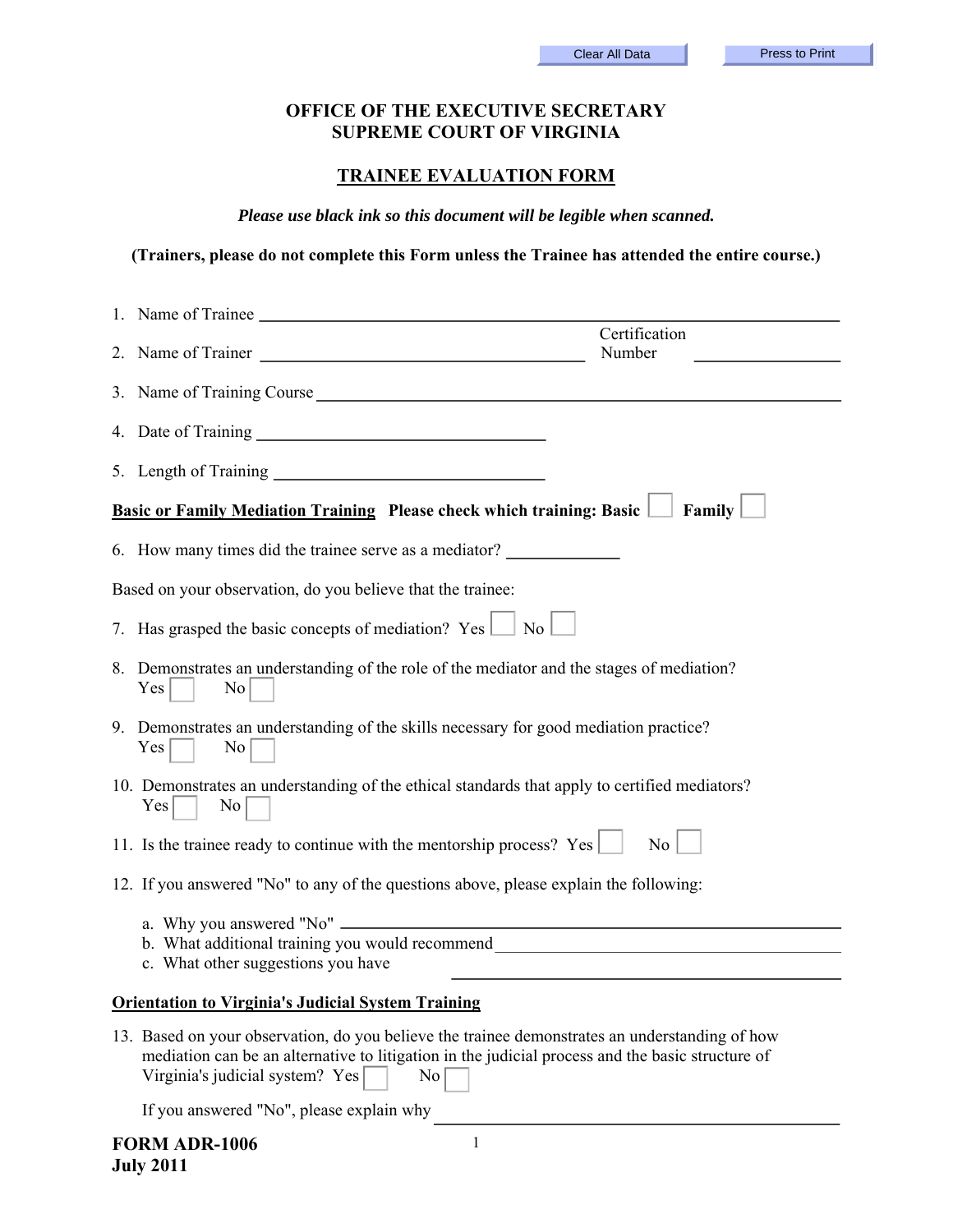**OFFICE OF THE EXECUTIVE SECRETARY**
**SUPREME COURT OF VIRGINIA**

## TRAINEE EVALUATION FORM

***Please use black ink so this document will be legible when scanned.***

**(Trainers, please do not complete this Form unless the Trainee has attended the entire course.)**

1. Name of Trainee ______________________________

2. Name of Trainer ______________________ Certification Number ____________

3. Name of Training Course ______________________________

4. Date of Training ____________________

5. Length of Training ____________________

**Basic or Family Mediation Training** **Please check which training: Basic** ☐ **Family** ☐

6. How many times did the trainee serve as a mediator? ________

Based on your observation, do you believe that the trainee:

7. Has grasped the basic concepts of mediation? Yes ☐ No ☐

8. Demonstrates an understanding of the role of the mediator and the stages of mediation?
   Yes ☐ No ☐

9. Demonstrates an understanding of the skills necessary for good mediation practice?
   Yes ☐ No ☐

10. Demonstrates an understanding of the ethical standards that apply to certified mediators?
    Yes ☐ No ☐

11. Is the trainee ready to continue with the mentorship process? Yes ☐ No ☐

12. If you answered "No" to any of the questions above, please explain the following:

    a. Why you answered "No" ______________________________
    b. What additional training you would recommend ______________________________
    c. What other suggestions you have ______________________________

**Orientation to Virginia's Judicial System Training**

13. Based on your observation, do you believe the trainee demonstrates an understanding of how mediation can be an alternative to litigation in the judicial process and the basic structure of Virginia's judicial system? Yes ☐ No ☐

    If you answered "No", please explain why ______________________________

**FORM ADR-1006**
**July 2011**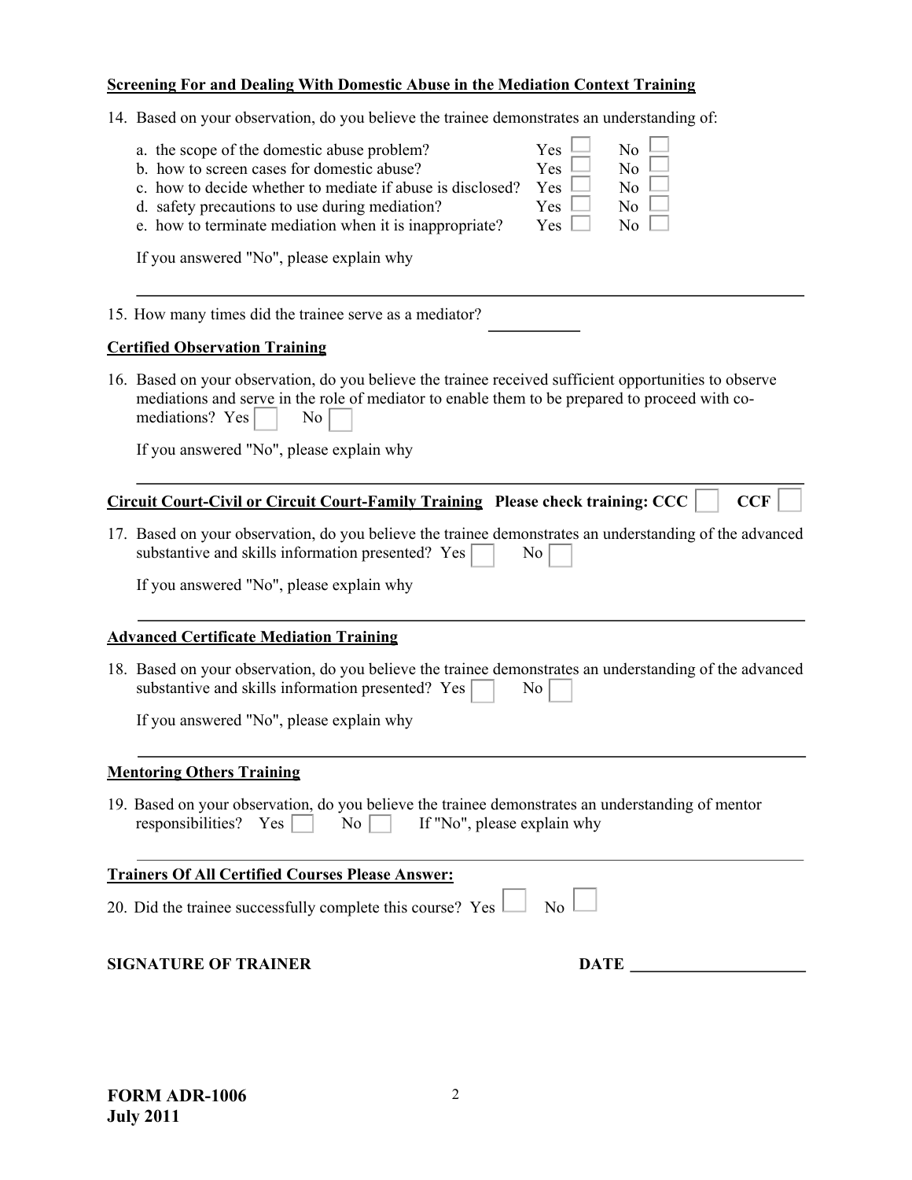**Screening For and Dealing With Domestic Abuse in the Mediation Context Training**

14. Based on your observation, do you believe the trainee demonstrates an understanding of:

    a. the scope of the domestic abuse problem? Yes ☐ No ☐
    b. how to screen cases for domestic abuse? Yes ☐ No ☐
    c. how to decide whether to mediate if abuse is disclosed? Yes ☐ No ☐
    d. safety precautions to use during mediation? Yes ☐ No ☐
    e. how to terminate mediation when it is inappropriate? Yes ☐ No ☐

    If you answered "No", please explain why

    ______________________________________________________________________

15. How many times did the trainee serve as a mediator? ___________

**Certified Observation Training**

16. Based on your observation, do you believe the trainee received sufficient opportunities to observe mediations and serve in the role of mediator to enable them to be prepared to proceed with co-mediations? Yes ☐ No ☐

    If you answered "No", please explain why

    ______________________________________________________________________

**Circuit Court-Civil or Circuit Court-Family Training** **Please check training: CCC** ☐ **CCF** ☐

17. Based on your observation, do you believe the trainee demonstrates an understanding of the advanced substantive and skills information presented? Yes ☐ No ☐

    If you answered "No", please explain why

    ______________________________________________________________________

**Advanced Certificate Mediation Training**

18. Based on your observation, do you believe the trainee demonstrates an understanding of the advanced substantive and skills information presented? Yes ☐ No ☐

    If you answered "No", please explain why

    ______________________________________________________________________

**Mentoring Others Training**

19. Based on your observation, do you believe the trainee demonstrates an understanding of mentor responsibilities? Yes ☐ No ☐ If "No", please explain why

    ______________________________________________________________________

**Trainers Of All Certified Courses Please Answer:**

20. Did the trainee successfully complete this course? Yes ☐ No ☐

**SIGNATURE OF TRAINER** **DATE** ______________________

**FORM ADR-1006**
**July 2011**